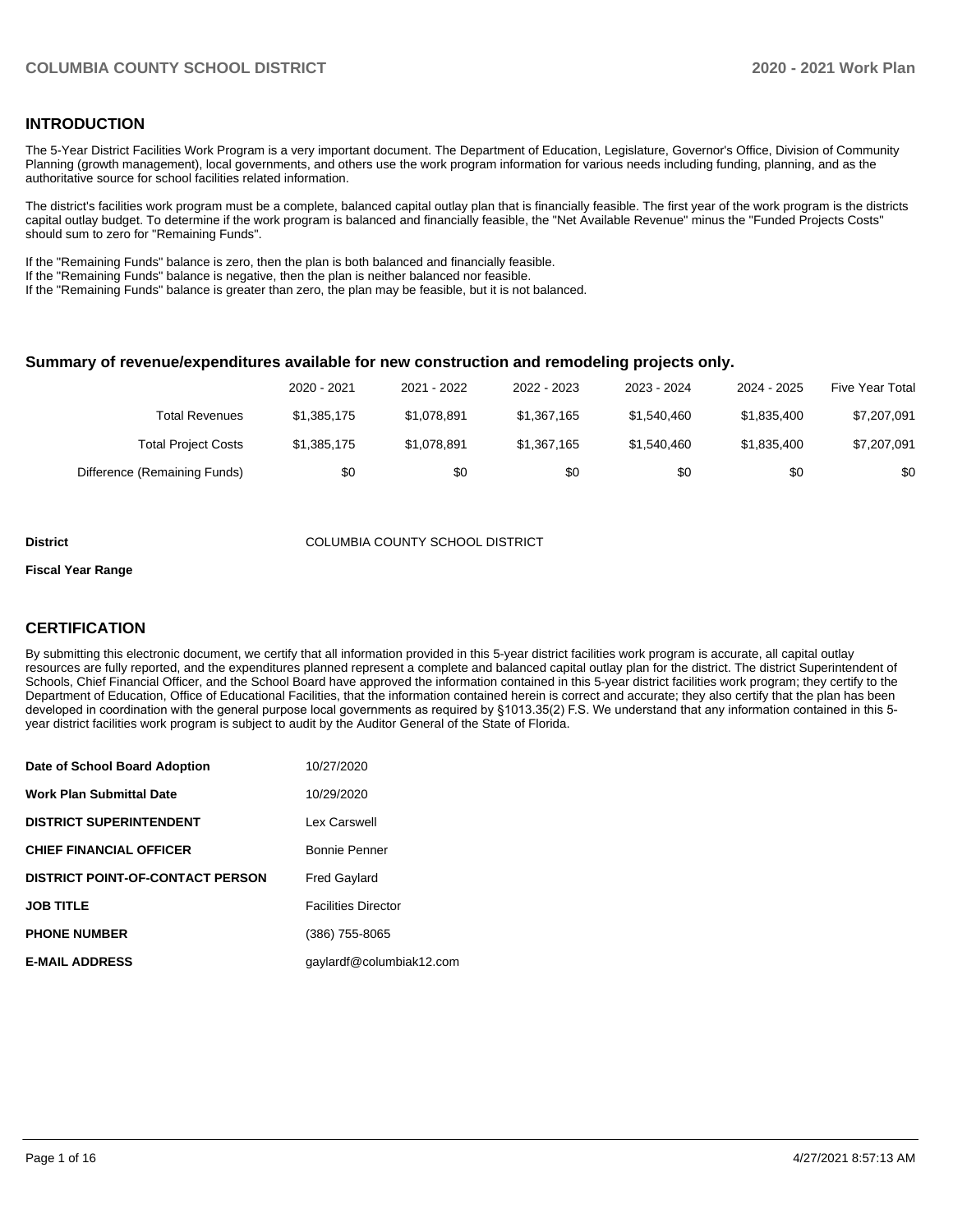## INTRODUCTION

The 5-Year District Facilities Work Program is a very important document. The Department of Education, Legislature, Governor's Office, Division of Community Planning (growth management), local governments, and others use the work program information for various needs including funding, planning, and as the authoritative source for school facilities related information.

The district's facilities work program must be a complete, balanced capital outlay plan that is financially feasible. The first year of the work program is the districts capital outlay budget. To determine if the work program is balanced and financially feasible, the "Net Available Revenue" minus the "Funded Projects Costs" should sum to zero for "Remaining Funds".

If the "Remaining Funds" balance is zero, then the plan is both balanced and financially feasible.
If the "Remaining Funds" balance is negative, then the plan is neither balanced nor feasible.
If the "Remaining Funds" balance is greater than zero, the plan may be feasible, but it is not balanced.

### Summary of revenue/expenditures available for new construction and remodeling projects only.

| | 2020 - 2021 | 2021 - 2022 | 2022 - 2023 | 2023 - 2024 | 2024 - 2025 | Five Year Total |
|---|---|---|---|---|---|---|
| Total Revenues | $1,385,175 | $1,078,891 | $1,367,165 | $1,540,460 | $1,835,400 | $7,207,091 |
| Total Project Costs | $1,385,175 | $1,078,891 | $1,367,165 | $1,540,460 | $1,835,400 | $7,207,091 |
| Difference (Remaining Funds) | $0 | $0 | $0 | $0 | $0 | $0 |

**District** COLUMBIA COUNTY SCHOOL DISTRICT

**Fiscal Year Range**

## CERTIFICATION

By submitting this electronic document, we certify that all information provided in this 5-year district facilities work program is accurate, all capital outlay resources are fully reported, and the expenditures planned represent a complete and balanced capital outlay plan for the district. The district Superintendent of Schools, Chief Financial Officer, and the School Board have approved the information contained in this 5-year district facilities work program; they certify to the Department of Education, Office of Educational Facilities, that the information contained herein is correct and accurate; they also certify that the plan has been developed in coordination with the general purpose local governments as required by §1013.35(2) F.S. We understand that any information contained in this 5-year district facilities work program is subject to audit by the Auditor General of the State of Florida.

| | |
|---|---|
| **Date of School Board Adoption** | 10/27/2020 |
| **Work Plan Submittal Date** | 10/29/2020 |
| **DISTRICT SUPERINTENDENT** | Lex Carswell |
| **CHIEF FINANCIAL OFFICER** | Bonnie Penner |
| **DISTRICT POINT-OF-CONTACT PERSON** | Fred Gaylard |
| **JOB TITLE** | Facilities Director |
| **PHONE NUMBER** | (386) 755-8065 |
| **E-MAIL ADDRESS** | gaylardf@columbiak12.com |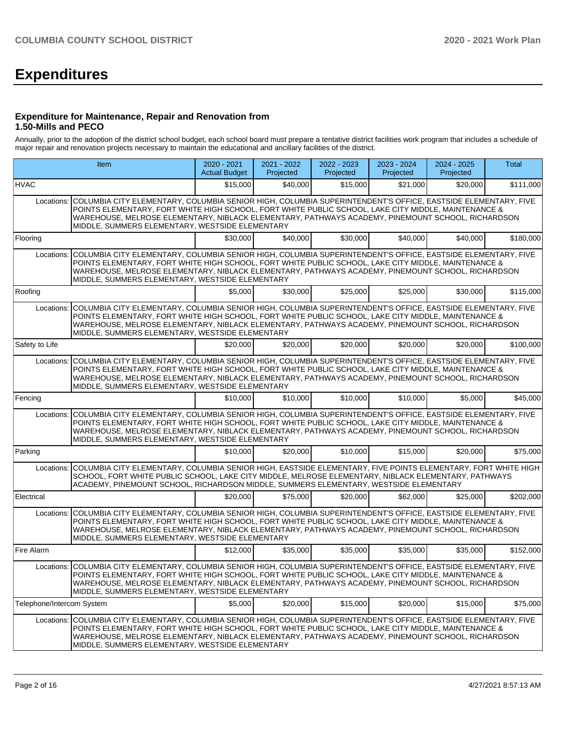# Expenditures

### Expenditure for Maintenance, Repair and Renovation from 1.50-Mills and PECO

Annually, prior to the adoption of the district school budget, each school board must prepare a tentative district facilities work program that includes a schedule of major repair and renovation projects necessary to maintain the educational and ancillary facilities of the district.

| Item | | 2020 - 2021 Actual Budget | 2021 - 2022 Projected | 2022 - 2023 Projected | 2023 - 2024 Projected | 2024 - 2025 Projected | Total |
|---|---|---|---|---|---|---|---|
| HVAC | | $15,000 | $40,000 | $15,000 | $21,000 | $20,000 | $111,000 |
| Locations: | COLUMBIA CITY ELEMENTARY, COLUMBIA SENIOR HIGH, COLUMBIA SUPERINTENDENT'S OFFICE, EASTSIDE ELEMENTARY, FIVE POINTS ELEMENTARY, FORT WHITE HIGH SCHOOL, FORT WHITE PUBLIC SCHOOL, LAKE CITY MIDDLE, MAINTENANCE & WAREHOUSE, MELROSE ELEMENTARY, NIBLACK ELEMENTARY, PATHWAYS ACADEMY, PINEMOUNT SCHOOL, RICHARDSON MIDDLE, SUMMERS ELEMENTARY, WESTSIDE ELEMENTARY | | | | | | |
| Flooring | | $30,000 | $40,000 | $30,000 | $40,000 | $40,000 | $180,000 |
| Locations: | COLUMBIA CITY ELEMENTARY, COLUMBIA SENIOR HIGH, COLUMBIA SUPERINTENDENT'S OFFICE, EASTSIDE ELEMENTARY, FIVE POINTS ELEMENTARY, FORT WHITE HIGH SCHOOL, FORT WHITE PUBLIC SCHOOL, LAKE CITY MIDDLE, MAINTENANCE & WAREHOUSE, MELROSE ELEMENTARY, NIBLACK ELEMENTARY, PATHWAYS ACADEMY, PINEMOUNT SCHOOL, RICHARDSON MIDDLE, SUMMERS ELEMENTARY, WESTSIDE ELEMENTARY | | | | | | |
| Roofing | | $5,000 | $30,000 | $25,000 | $25,000 | $30,000 | $115,000 |
| Locations: | COLUMBIA CITY ELEMENTARY, COLUMBIA SENIOR HIGH, COLUMBIA SUPERINTENDENT'S OFFICE, EASTSIDE ELEMENTARY, FIVE POINTS ELEMENTARY, FORT WHITE HIGH SCHOOL, FORT WHITE PUBLIC SCHOOL, LAKE CITY MIDDLE, MAINTENANCE & WAREHOUSE, MELROSE ELEMENTARY, NIBLACK ELEMENTARY, PATHWAYS ACADEMY, PINEMOUNT SCHOOL, RICHARDSON MIDDLE, SUMMERS ELEMENTARY, WESTSIDE ELEMENTARY | | | | | | |
| Safety to Life | | $20,000 | $20,000 | $20,000 | $20,000 | $20,000 | $100,000 |
| Locations: | COLUMBIA CITY ELEMENTARY, COLUMBIA SENIOR HIGH, COLUMBIA SUPERINTENDENT'S OFFICE, EASTSIDE ELEMENTARY, FIVE POINTS ELEMENTARY, FORT WHITE HIGH SCHOOL, FORT WHITE PUBLIC SCHOOL, LAKE CITY MIDDLE, MAINTENANCE & WAREHOUSE, MELROSE ELEMENTARY, NIBLACK ELEMENTARY, PATHWAYS ACADEMY, PINEMOUNT SCHOOL, RICHARDSON MIDDLE, SUMMERS ELEMENTARY, WESTSIDE ELEMENTARY | | | | | | |
| Fencing | | $10,000 | $10,000 | $10,000 | $10,000 | $5,000 | $45,000 |
| Locations: | COLUMBIA CITY ELEMENTARY, COLUMBIA SENIOR HIGH, COLUMBIA SUPERINTENDENT'S OFFICE, EASTSIDE ELEMENTARY, FIVE POINTS ELEMENTARY, FORT WHITE HIGH SCHOOL, FORT WHITE PUBLIC SCHOOL, LAKE CITY MIDDLE, MAINTENANCE & WAREHOUSE, MELROSE ELEMENTARY, NIBLACK ELEMENTARY, PATHWAYS ACADEMY, PINEMOUNT SCHOOL, RICHARDSON MIDDLE, SUMMERS ELEMENTARY, WESTSIDE ELEMENTARY | | | | | | |
| Parking | | $10,000 | $20,000 | $10,000 | $15,000 | $20,000 | $75,000 |
| Locations: | COLUMBIA CITY ELEMENTARY, COLUMBIA SENIOR HIGH, EASTSIDE ELEMENTARY, FIVE POINTS ELEMENTARY, FORT WHITE HIGH SCHOOL, FORT WHITE PUBLIC SCHOOL, LAKE CITY MIDDLE, MELROSE ELEMENTARY, NIBLACK ELEMENTARY, PATHWAYS ACADEMY, PINEMOUNT SCHOOL, RICHARDSON MIDDLE, SUMMERS ELEMENTARY, WESTSIDE ELEMENTARY | | | | | | |
| Electrical | | $20,000 | $75,000 | $20,000 | $62,000 | $25,000 | $202,000 |
| Locations: | COLUMBIA CITY ELEMENTARY, COLUMBIA SENIOR HIGH, COLUMBIA SUPERINTENDENT'S OFFICE, EASTSIDE ELEMENTARY, FIVE POINTS ELEMENTARY, FORT WHITE HIGH SCHOOL, FORT WHITE PUBLIC SCHOOL, LAKE CITY MIDDLE, MAINTENANCE & WAREHOUSE, MELROSE ELEMENTARY, NIBLACK ELEMENTARY, PATHWAYS ACADEMY, PINEMOUNT SCHOOL, RICHARDSON MIDDLE, SUMMERS ELEMENTARY, WESTSIDE ELEMENTARY | | | | | | |
| Fire Alarm | | $12,000 | $35,000 | $35,000 | $35,000 | $35,000 | $152,000 |
| Locations: | COLUMBIA CITY ELEMENTARY, COLUMBIA SENIOR HIGH, COLUMBIA SUPERINTENDENT'S OFFICE, EASTSIDE ELEMENTARY, FIVE POINTS ELEMENTARY, FORT WHITE HIGH SCHOOL, FORT WHITE PUBLIC SCHOOL, LAKE CITY MIDDLE, MAINTENANCE & WAREHOUSE, MELROSE ELEMENTARY, NIBLACK ELEMENTARY, PATHWAYS ACADEMY, PINEMOUNT SCHOOL, RICHARDSON MIDDLE, SUMMERS ELEMENTARY, WESTSIDE ELEMENTARY | | | | | | |
| Telephone/Intercom System | | $5,000 | $20,000 | $15,000 | $20,000 | $15,000 | $75,000 |
| Locations: | COLUMBIA CITY ELEMENTARY, COLUMBIA SENIOR HIGH, COLUMBIA SUPERINTENDENT'S OFFICE, EASTSIDE ELEMENTARY, FIVE POINTS ELEMENTARY, FORT WHITE HIGH SCHOOL, FORT WHITE PUBLIC SCHOOL, LAKE CITY MIDDLE, MAINTENANCE & WAREHOUSE, MELROSE ELEMENTARY, NIBLACK ELEMENTARY, PATHWAYS ACADEMY, PINEMOUNT SCHOOL, RICHARDSON MIDDLE, SUMMERS ELEMENTARY, WESTSIDE ELEMENTARY | | | | | | |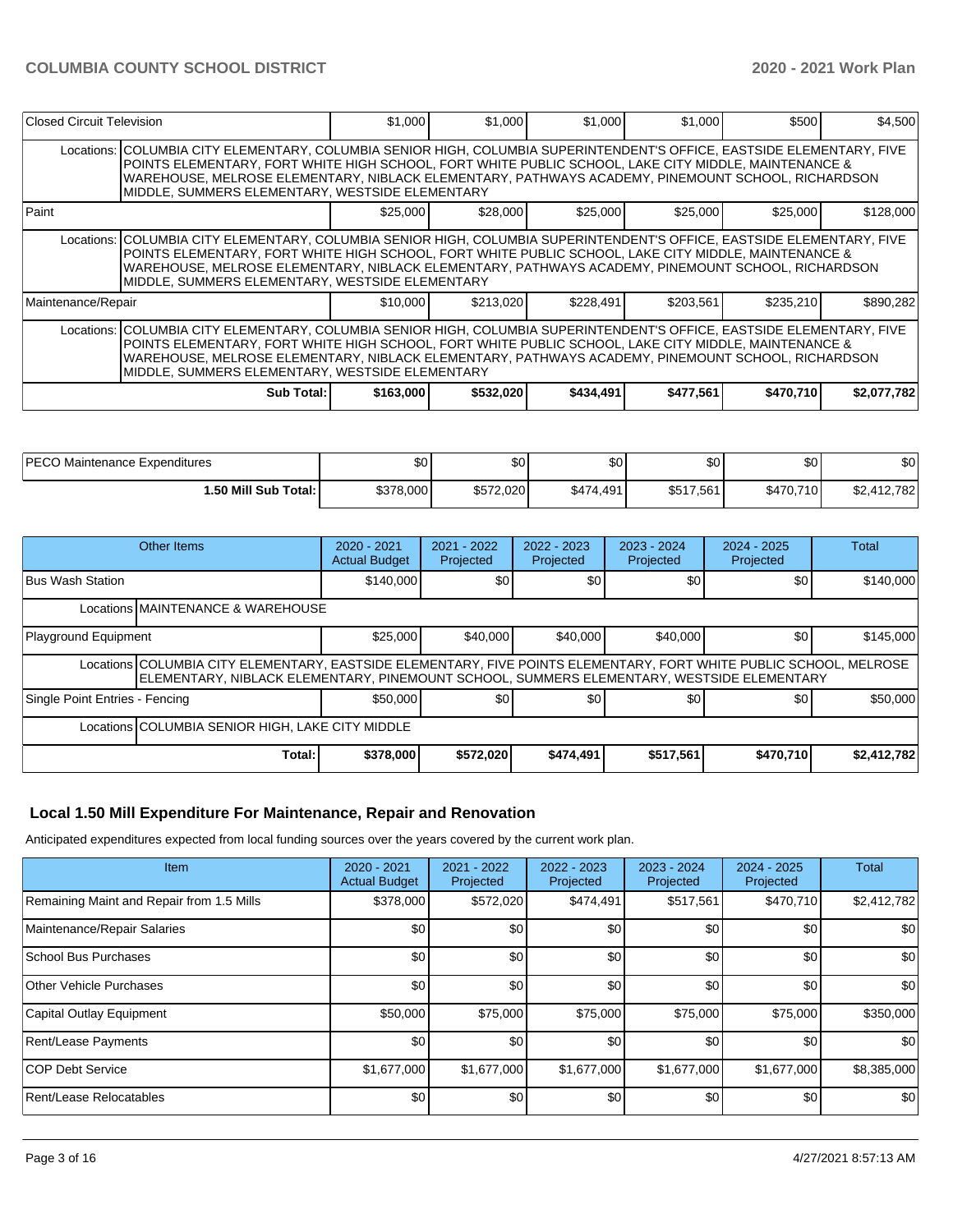| Closed Circuit Television | | $1,000 | $1,000 | $1,000 | $1,000 | $500 | $4,500 |
|---|---|---|---|---|---|---|---|
| Locations: | COLUMBIA CITY ELEMENTARY, COLUMBIA SENIOR HIGH, COLUMBIA SUPERINTENDENT'S OFFICE, EASTSIDE ELEMENTARY, FIVE POINTS ELEMENTARY, FORT WHITE HIGH SCHOOL, FORT WHITE PUBLIC SCHOOL, LAKE CITY MIDDLE, MAINTENANCE & WAREHOUSE, MELROSE ELEMENTARY, NIBLACK ELEMENTARY, PATHWAYS ACADEMY, PINEMOUNT SCHOOL, RICHARDSON MIDDLE, SUMMERS ELEMENTARY, WESTSIDE ELEMENTARY | | | | | | |
| Paint | | $25,000 | $28,000 | $25,000 | $25,000 | $25,000 | $128,000 |
| Locations: | COLUMBIA CITY ELEMENTARY, COLUMBIA SENIOR HIGH, COLUMBIA SUPERINTENDENT'S OFFICE, EASTSIDE ELEMENTARY, FIVE POINTS ELEMENTARY, FORT WHITE HIGH SCHOOL, FORT WHITE PUBLIC SCHOOL, LAKE CITY MIDDLE, MAINTENANCE & WAREHOUSE, MELROSE ELEMENTARY, NIBLACK ELEMENTARY, PATHWAYS ACADEMY, PINEMOUNT SCHOOL, RICHARDSON MIDDLE, SUMMERS ELEMENTARY, WESTSIDE ELEMENTARY | | | | | | |
| Maintenance/Repair | | $10,000 | $213,020 | $228,491 | $203,561 | $235,210 | $890,282 |
| Locations: | COLUMBIA CITY ELEMENTARY, COLUMBIA SENIOR HIGH, COLUMBIA SUPERINTENDENT'S OFFICE, EASTSIDE ELEMENTARY, FIVE POINTS ELEMENTARY, FORT WHITE HIGH SCHOOL, FORT WHITE PUBLIC SCHOOL, LAKE CITY MIDDLE, MAINTENANCE & WAREHOUSE, MELROSE ELEMENTARY, NIBLACK ELEMENTARY, PATHWAYS ACADEMY, PINEMOUNT SCHOOL, RICHARDSON MIDDLE, SUMMERS ELEMENTARY, WESTSIDE ELEMENTARY | | | | | | |
| | **Sub Total:** | **$163,000** | **$532,020** | **$434,491** | **$477,561** | **$470,710** | **$2,077,782** |

| PECO Maintenance Expenditures | $0 | $0 | $0 | $0 | $0 | $0 |
|---|---|---|---|---|---|---|
| **1.50 Mill Sub Total:** | $378,000 | $572,020 | $474,491 | $517,561 | $470,710 | $2,412,782 |

| Other Items | | 2020 - 2021 Actual Budget | 2021 - 2022 Projected | 2022 - 2023 Projected | 2023 - 2024 Projected | 2024 - 2025 Projected | Total |
|---|---|---|---|---|---|---|---|
| Bus Wash Station | | $140,000 | $0 | $0 | $0 | $0 | $140,000 |
| Locations | MAINTENANCE & WAREHOUSE | | | | | | |
| Playground Equipment | | $25,000 | $40,000 | $40,000 | $40,000 | $0 | $145,000 |
| Locations | COLUMBIA CITY ELEMENTARY, EASTSIDE ELEMENTARY, FIVE POINTS ELEMENTARY, FORT WHITE PUBLIC SCHOOL, MELROSE ELEMENTARY, NIBLACK ELEMENTARY, PINEMOUNT SCHOOL, SUMMERS ELEMENTARY, WESTSIDE ELEMENTARY | | | | | | |
| Single Point Entries - Fencing | | $50,000 | $0 | $0 | $0 | $0 | $50,000 |
| Locations | COLUMBIA SENIOR HIGH, LAKE CITY MIDDLE | | | | | | |
| | **Total:** | **$378,000** | **$572,020** | **$474,491** | **$517,561** | **$470,710** | **$2,412,782** |

## Local 1.50 Mill Expenditure For Maintenance, Repair and Renovation

Anticipated expenditures expected from local funding sources over the years covered by the current work plan.

| Item | 2020 - 2021 Actual Budget | 2021 - 2022 Projected | 2022 - 2023 Projected | 2023 - 2024 Projected | 2024 - 2025 Projected | Total |
|---|---|---|---|---|---|---|
| Remaining Maint and Repair from 1.5 Mills | $378,000 | $572,020 | $474,491 | $517,561 | $470,710 | $2,412,782 |
| Maintenance/Repair Salaries | $0 | $0 | $0 | $0 | $0 | $0 |
| School Bus Purchases | $0 | $0 | $0 | $0 | $0 | $0 |
| Other Vehicle Purchases | $0 | $0 | $0 | $0 | $0 | $0 |
| Capital Outlay Equipment | $50,000 | $75,000 | $75,000 | $75,000 | $75,000 | $350,000 |
| Rent/Lease Payments | $0 | $0 | $0 | $0 | $0 | $0 |
| COP Debt Service | $1,677,000 | $1,677,000 | $1,677,000 | $1,677,000 | $1,677,000 | $8,385,000 |
| Rent/Lease Relocatables | $0 | $0 | $0 | $0 | $0 | $0 |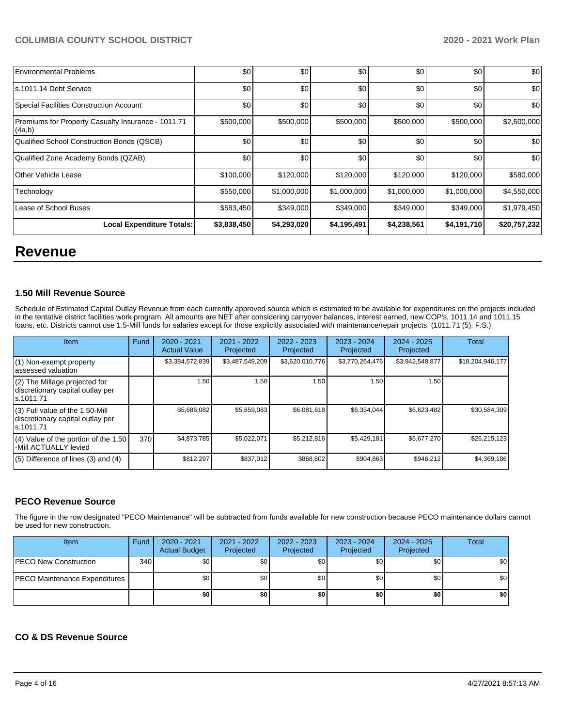| | | | | | | |
|---|---|---|---|---|---|---|
| Environmental Problems | $0 | $0 | $0 | $0 | $0 | $0 |
| s.1011.14 Debt Service | $0 | $0 | $0 | $0 | $0 | $0 |
| Special Facilities Construction Account | $0 | $0 | $0 | $0 | $0 | $0 |
| Premiums for Property Casualty Insurance - 1011.71 (4a,b) | $500,000 | $500,000 | $500,000 | $500,000 | $500,000 | $2,500,000 |
| Qualified School Construction Bonds (QSCB) | $0 | $0 | $0 | $0 | $0 | $0 |
| Qualified Zone Academy Bonds (QZAB) | $0 | $0 | $0 | $0 | $0 | $0 |
| Other Vehicle Lease | $100,000 | $120,000 | $120,000 | $120,000 | $120,000 | $580,000 |
| Technology | $550,000 | $1,000,000 | $1,000,000 | $1,000,000 | $1,000,000 | $4,550,000 |
| Lease of School Buses | $583,450 | $349,000 | $349,000 | $349,000 | $349,000 | $1,979,450 |
| **Local Expenditure Totals:** | **$3,838,450** | **$4,293,020** | **$4,195,491** | **$4,238,561** | **$4,191,710** | **$20,757,232** |

# Revenue

### 1.50 Mill Revenue Source

Schedule of Estimated Capital Outlay Revenue from each currently approved source which is estimated to be available for expenditures on the projects included in the tentative district facilities work program. All amounts are NET after considering carryover balances, interest earned, new COP's, 1011.14 and 1011.15 loans, etc. Districts cannot use 1.5-Mill funds for salaries except for those explicitly associated with maintenance/repair projects. (1011.71 (5), F.S.)

| Item | Fund | 2020 - 2021 Actual Value | 2021 - 2022 Projected | 2022 - 2023 Projected | 2023 - 2024 Projected | 2024 - 2025 Projected | Total |
|---|---|---|---|---|---|---|---|
| (1) Non-exempt property assessed valuation | | $3,384,572,839 | $3,487,549,209 | $3,620,010,776 | $3,770,264,476 | $3,942,548,877 | $18,204,946,177 |
| (2) The Millage projected for discretionary capital outlay per s.1011.71 | | 1.50 | 1.50 | 1.50 | 1.50 | 1.50 | |
| (3) Full value of the 1.50-Mill discretionary capital outlay per s.1011.71 | | $5,686,082 | $5,859,083 | $6,081,618 | $6,334,044 | $6,623,482 | $30,584,309 |
| (4) Value of the portion of the 1.50 -Mill ACTUALLY levied | 370 | $4,873,785 | $5,022,071 | $5,212,816 | $5,429,181 | $5,677,270 | $26,215,123 |
| (5) Difference of lines (3) and (4) | | $812,297 | $837,012 | $868,802 | $904,863 | $946,212 | $4,369,186 |

### PECO Revenue Source

The figure in the row designated "PECO Maintenance" will be subtracted from funds available for new construction because PECO maintenance dollars cannot be used for new construction.

| Item | Fund | 2020 - 2021 Actual Budget | 2021 - 2022 Projected | 2022 - 2023 Projected | 2023 - 2024 Projected | 2024 - 2025 Projected | Total |
|---|---|---|---|---|---|---|---|
| PECO New Construction | 340 | $0 | $0 | $0 | $0 | $0 | $0 |
| PECO Maintenance Expenditures | | $0 | $0 | $0 | $0 | $0 | $0 |
| | | **$0** | **$0** | **$0** | **$0** | **$0** | **$0** |

### CO & DS Revenue Source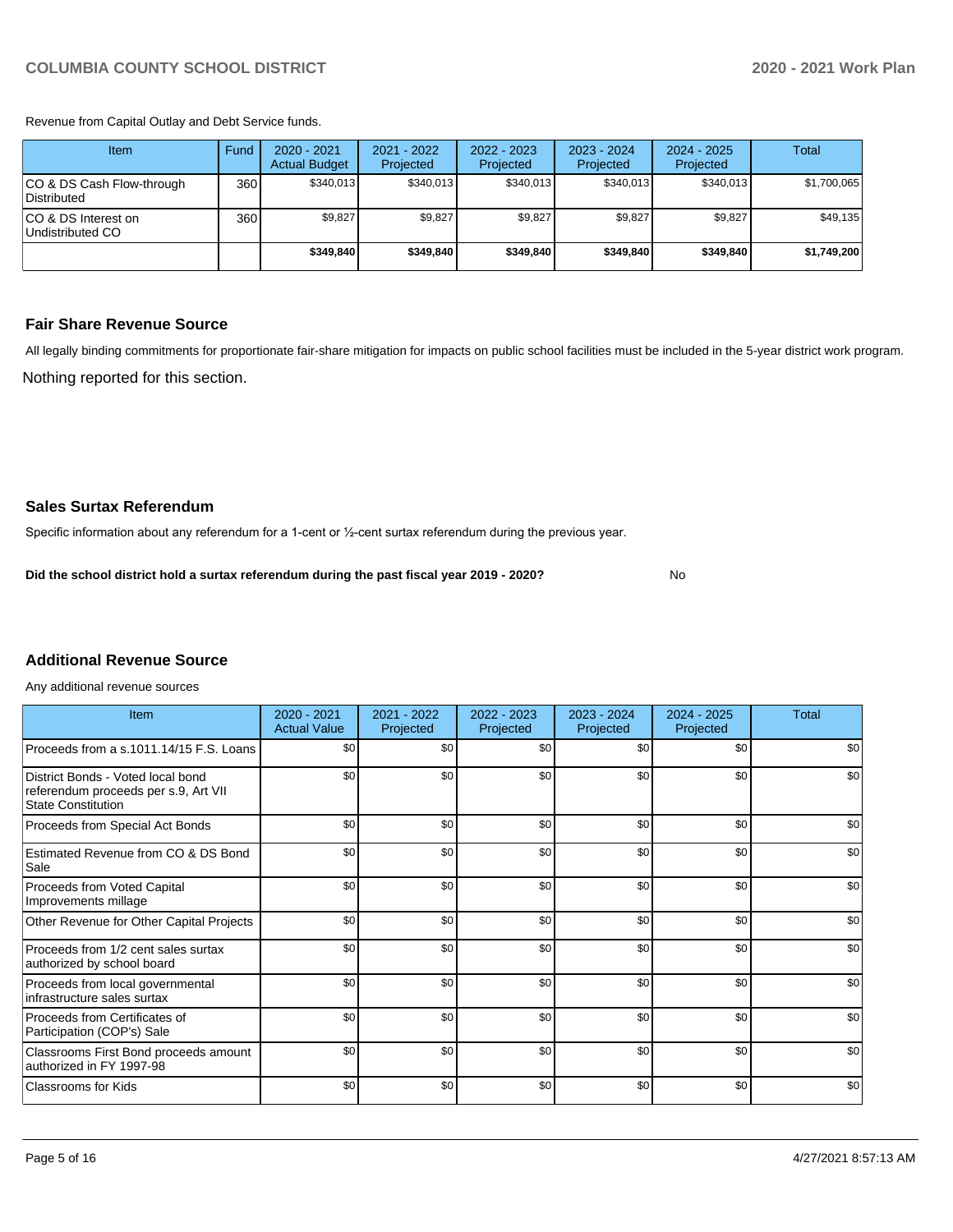Revenue from Capital Outlay and Debt Service funds.

| Item | Fund | 2020 - 2021 Actual Budget | 2021 - 2022 Projected | 2022 - 2023 Projected | 2023 - 2024 Projected | 2024 - 2025 Projected | Total |
|---|---|---|---|---|---|---|---|
| CO & DS Cash Flow-through Distributed | 360 | $340,013 | $340,013 | $340,013 | $340,013 | $340,013 | $1,700,065 |
| CO & DS Interest on Undistributed CO | 360 | $9,827 | $9,827 | $9,827 | $9,827 | $9,827 | $49,135 |
| | | **$349,840** | **$349,840** | **$349,840** | **$349,840** | **$349,840** | **$1,749,200** |

### Fair Share Revenue Source

All legally binding commitments for proportionate fair-share mitigation for impacts on public school facilities must be included in the 5-year district work program.

Nothing reported for this section.

### Sales Surtax Referendum

Specific information about any referendum for a 1-cent or ½-cent surtax referendum during the previous year.

**Did the school district hold a surtax referendum during the past fiscal year 2019 - 2020?** No

### Additional Revenue Source

Any additional revenue sources

| Item | 2020 - 2021 Actual Value | 2021 - 2022 Projected | 2022 - 2023 Projected | 2023 - 2024 Projected | 2024 - 2025 Projected | Total |
|---|---|---|---|---|---|---|
| Proceeds from a s.1011.14/15 F.S. Loans | $0 | $0 | $0 | $0 | $0 | $0 |
| District Bonds - Voted local bond referendum proceeds per s.9, Art VII State Constitution | $0 | $0 | $0 | $0 | $0 | $0 |
| Proceeds from Special Act Bonds | $0 | $0 | $0 | $0 | $0 | $0 |
| Estimated Revenue from CO & DS Bond Sale | $0 | $0 | $0 | $0 | $0 | $0 |
| Proceeds from Voted Capital Improvements millage | $0 | $0 | $0 | $0 | $0 | $0 |
| Other Revenue for Other Capital Projects | $0 | $0 | $0 | $0 | $0 | $0 |
| Proceeds from 1/2 cent sales surtax authorized by school board | $0 | $0 | $0 | $0 | $0 | $0 |
| Proceeds from local governmental infrastructure sales surtax | $0 | $0 | $0 | $0 | $0 | $0 |
| Proceeds from Certificates of Participation (COP's) Sale | $0 | $0 | $0 | $0 | $0 | $0 |
| Classrooms First Bond proceeds amount authorized in FY 1997-98 | $0 | $0 | $0 | $0 | $0 | $0 |
| Classrooms for Kids | $0 | $0 | $0 | $0 | $0 | $0 |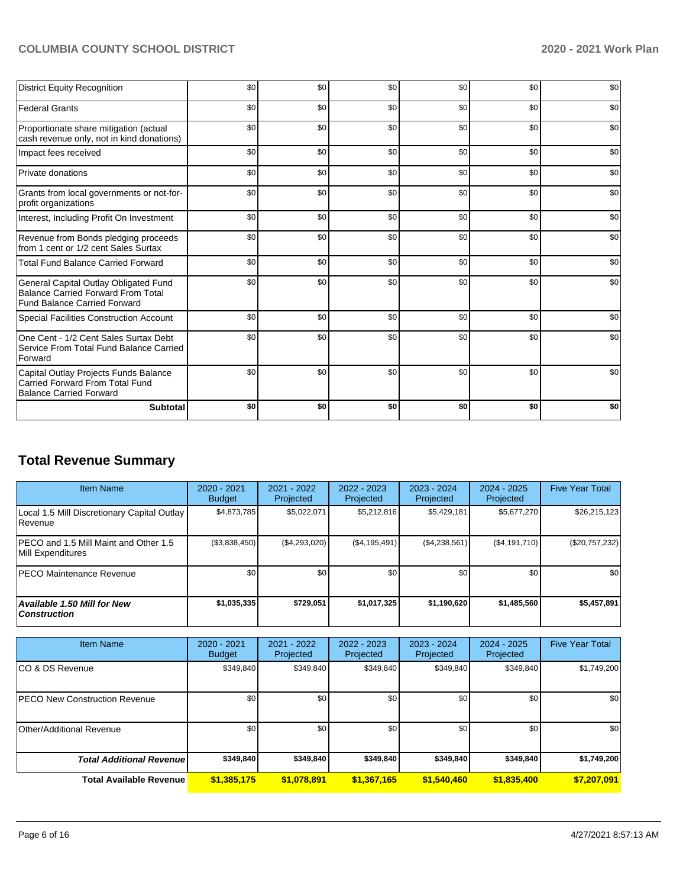| | | | | | | |
|---|---|---|---|---|---|---|
| District Equity Recognition | $0 | $0 | $0 | $0 | $0 | $0 |
| Federal Grants | $0 | $0 | $0 | $0 | $0 | $0 |
| Proportionate share mitigation (actual cash revenue only, not in kind donations) | $0 | $0 | $0 | $0 | $0 | $0 |
| Impact fees received | $0 | $0 | $0 | $0 | $0 | $0 |
| Private donations | $0 | $0 | $0 | $0 | $0 | $0 |
| Grants from local governments or not-for-profit organizations | $0 | $0 | $0 | $0 | $0 | $0 |
| Interest, Including Profit On Investment | $0 | $0 | $0 | $0 | $0 | $0 |
| Revenue from Bonds pledging proceeds from 1 cent or 1/2 cent Sales Surtax | $0 | $0 | $0 | $0 | $0 | $0 |
| Total Fund Balance Carried Forward | $0 | $0 | $0 | $0 | $0 | $0 |
| General Capital Outlay Obligated Fund Balance Carried Forward From Total Fund Balance Carried Forward | $0 | $0 | $0 | $0 | $0 | $0 |
| Special Facilities Construction Account | $0 | $0 | $0 | $0 | $0 | $0 |
| One Cent - 1/2 Cent Sales Surtax Debt Service From Total Fund Balance Carried Forward | $0 | $0 | $0 | $0 | $0 | $0 |
| Capital Outlay Projects Funds Balance Carried Forward From Total Fund Balance Carried Forward | $0 | $0 | $0 | $0 | $0 | $0 |
| **Subtotal** | **$0** | **$0** | **$0** | **$0** | **$0** | **$0** |

## Total Revenue Summary

| Item Name | 2020 - 2021 Budget | 2021 - 2022 Projected | 2022 - 2023 Projected | 2023 - 2024 Projected | 2024 - 2025 Projected | Five Year Total |
|---|---|---|---|---|---|---|
| Local 1.5 Mill Discretionary Capital Outlay Revenue | $4,873,785 | $5,022,071 | $5,212,816 | $5,429,181 | $5,677,270 | $26,215,123 |
| PECO and 1.5 Mill Maint and Other 1.5 Mill Expenditures | ($3,838,450) | ($4,293,020) | ($4,195,491) | ($4,238,561) | ($4,191,710) | ($20,757,232) |
| PECO Maintenance Revenue | $0 | $0 | $0 | $0 | $0 | $0 |
| ***Available 1.50 Mill for New Construction*** | **$1,035,335** | **$729,051** | **$1,017,325** | **$1,190,620** | **$1,485,560** | **$5,457,891** |

| Item Name | 2020 - 2021 Budget | 2021 - 2022 Projected | 2022 - 2023 Projected | 2023 - 2024 Projected | 2024 - 2025 Projected | Five Year Total |
|---|---|---|---|---|---|---|
| CO & DS Revenue | $349,840 | $349,840 | $349,840 | $349,840 | $349,840 | $1,749,200 |
| PECO New Construction Revenue | $0 | $0 | $0 | $0 | $0 | $0 |
| Other/Additional Revenue | $0 | $0 | $0 | $0 | $0 | $0 |
| ***Total Additional Revenue*** | **$349,840** | **$349,840** | **$349,840** | **$349,840** | **$349,840** | **$1,749,200** |
| **Total Available Revenue** | **$1,385,175** | **$1,078,891** | **$1,367,165** | **$1,540,460** | **$1,835,400** | **$7,207,091** |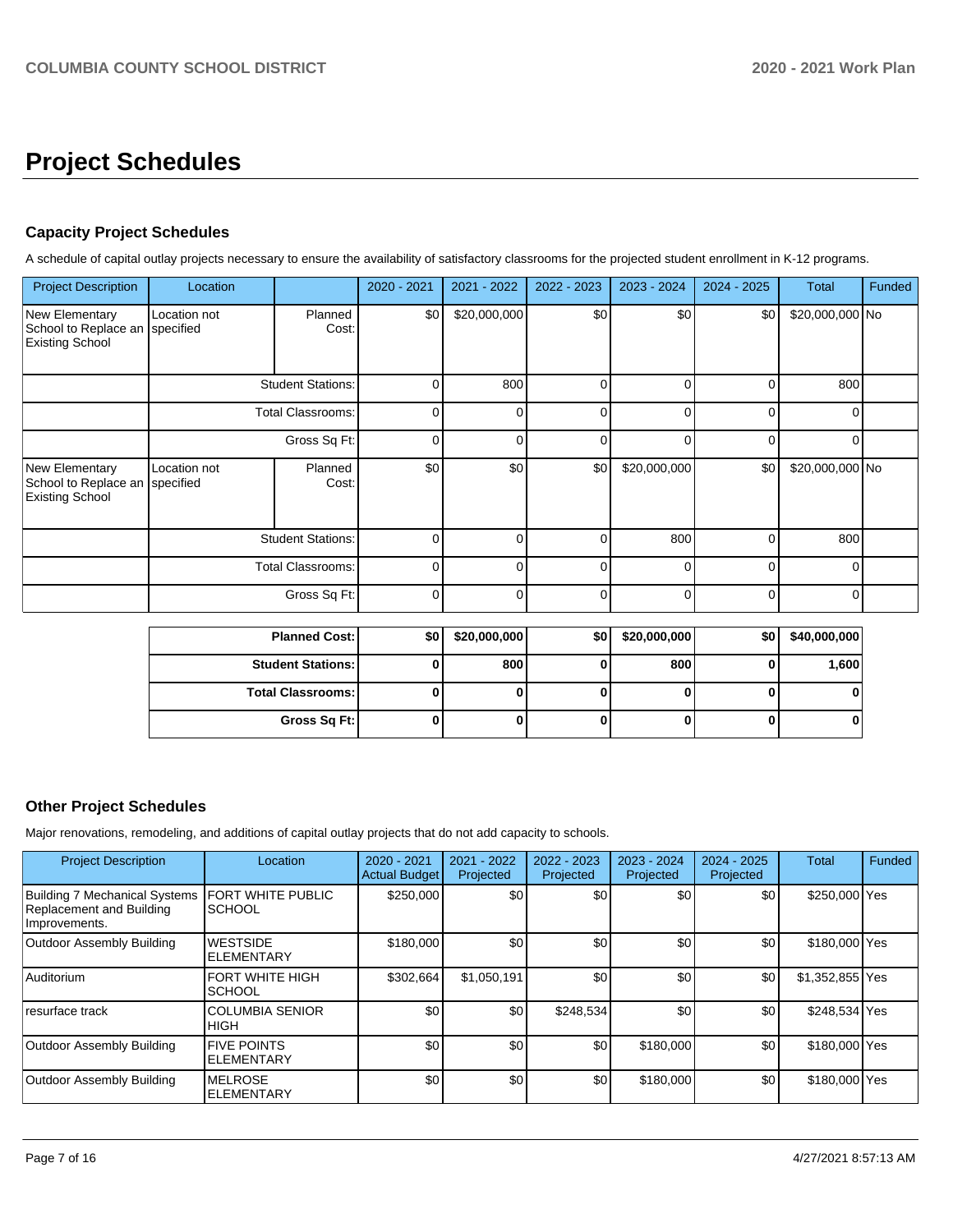# Project Schedules

### Capacity Project Schedules

A schedule of capital outlay projects necessary to ensure the availability of satisfactory classrooms for the projected student enrollment in K-12 programs.

| Project Description | Location | | 2020 - 2021 | 2021 - 2022 | 2022 - 2023 | 2023 - 2024 | 2024 - 2025 | Total | Funded |
|---|---|---|---|---|---|---|---|---|---|
| New Elementary School to Replace an Existing School | Location not specified | Planned Cost: | $0 | $20,000,000 | $0 | $0 | $0 | $20,000,000 | No |
| | | Student Stations: | 0 | 800 | 0 | 0 | 0 | 800 | |
| | | Total Classrooms: | 0 | 0 | 0 | 0 | 0 | 0 | |
| | | Gross Sq Ft: | 0 | 0 | 0 | 0 | 0 | 0 | |
| New Elementary School to Replace an Existing School | Location not specified | Planned Cost: | $0 | $0 | $0 | $20,000,000 | $0 | $20,000,000 | No |
| | | Student Stations: | 0 | 0 | 0 | 800 | 0 | 800 | |
| | | Total Classrooms: | 0 | 0 | 0 | 0 | 0 | 0 | |
| | | Gross Sq Ft: | 0 | 0 | 0 | 0 | 0 | 0 | |

| | 2020 - 2021 | 2021 - 2022 | 2022 - 2023 | 2023 - 2024 | 2024 - 2025 | Total |
|---|---|---|---|---|---|---|
| **Planned Cost:** | **$0** | **$20,000,000** | **$0** | **$20,000,000** | **$0** | **$40,000,000** |
| **Student Stations:** | **0** | **800** | **0** | **800** | **0** | **1,600** |
| **Total Classrooms:** | **0** | **0** | **0** | **0** | **0** | **0** |
| **Gross Sq Ft:** | **0** | **0** | **0** | **0** | **0** | **0** |

### Other Project Schedules

Major renovations, remodeling, and additions of capital outlay projects that do not add capacity to schools.

| Project Description | Location | 2020 - 2021 Actual Budget | 2021 - 2022 Projected | 2022 - 2023 Projected | 2023 - 2024 Projected | 2024 - 2025 Projected | Total | Funded |
|---|---|---|---|---|---|---|---|---|
| Building 7 Mechanical Systems Replacement and Building Improvements. | FORT WHITE PUBLIC SCHOOL | $250,000 | $0 | $0 | $0 | $0 | $250,000 | Yes |
| Outdoor Assembly Building | WESTSIDE ELEMENTARY | $180,000 | $0 | $0 | $0 | $0 | $180,000 | Yes |
| Auditorium | FORT WHITE HIGH SCHOOL | $302,664 | $1,050,191 | $0 | $0 | $0 | $1,352,855 | Yes |
| resurface track | COLUMBIA SENIOR HIGH | $0 | $0 | $248,534 | $0 | $0 | $248,534 | Yes |
| Outdoor Assembly Building | FIVE POINTS ELEMENTARY | $0 | $0 | $0 | $180,000 | $0 | $180,000 | Yes |
| Outdoor Assembly Building | MELROSE ELEMENTARY | $0 | $0 | $0 | $180,000 | $0 | $180,000 | Yes |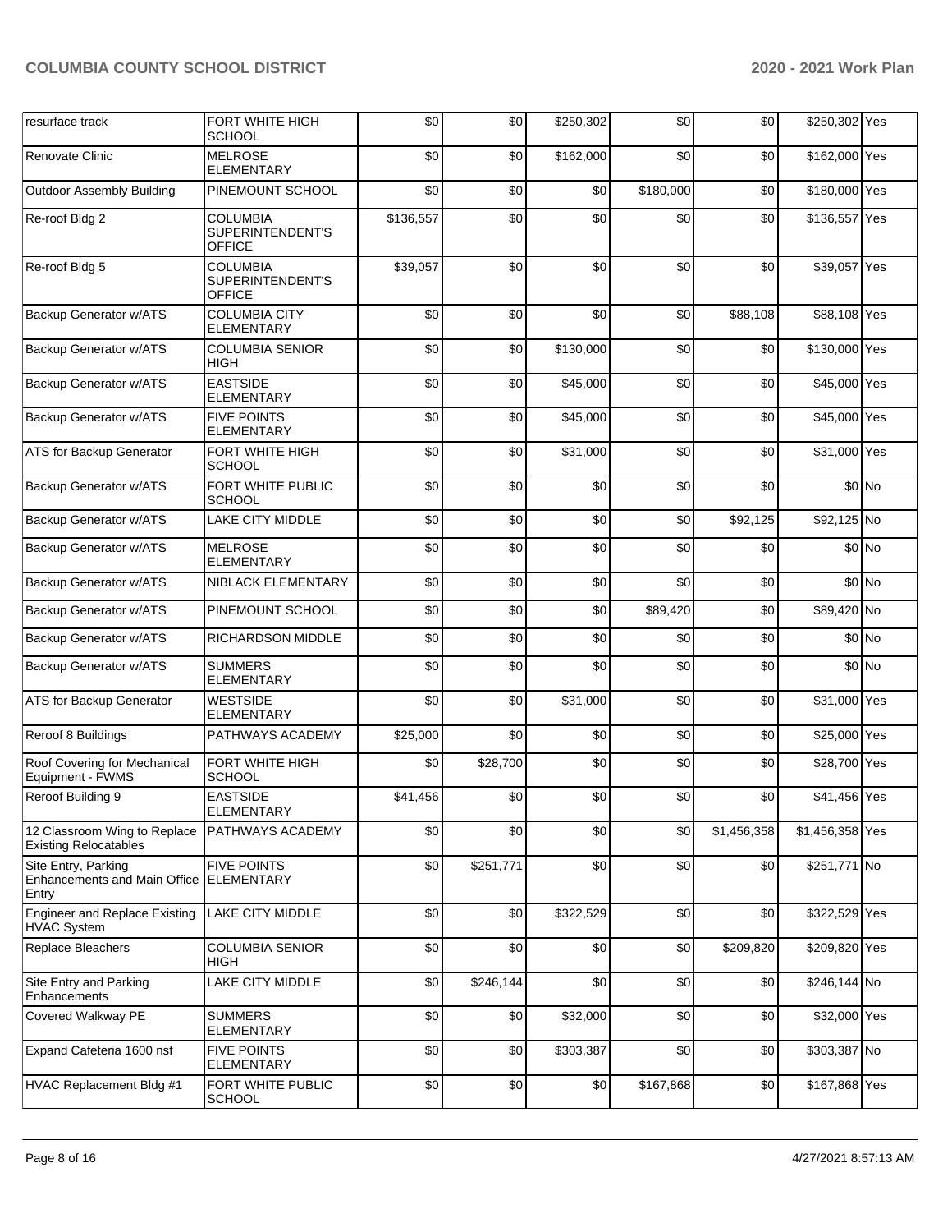| | | | | | | | | |
|---|---|---|---|---|---|---|---|---|
| resurface track | FORT WHITE HIGH SCHOOL | $0 | $0 | $250,302 | $0 | $0 | $250,302 | Yes |
| Renovate Clinic | MELROSE ELEMENTARY | $0 | $0 | $162,000 | $0 | $0 | $162,000 | Yes |
| Outdoor Assembly Building | PINEMOUNT SCHOOL | $0 | $0 | $0 | $180,000 | $0 | $180,000 | Yes |
| Re-roof Bldg 2 | COLUMBIA SUPERINTENDENT'S OFFICE | $136,557 | $0 | $0 | $0 | $0 | $136,557 | Yes |
| Re-roof Bldg 5 | COLUMBIA SUPERINTENDENT'S OFFICE | $39,057 | $0 | $0 | $0 | $0 | $39,057 | Yes |
| Backup Generator w/ATS | COLUMBIA CITY ELEMENTARY | $0 | $0 | $0 | $0 | $88,108 | $88,108 | Yes |
| Backup Generator w/ATS | COLUMBIA SENIOR HIGH | $0 | $0 | $130,000 | $0 | $0 | $130,000 | Yes |
| Backup Generator w/ATS | EASTSIDE ELEMENTARY | $0 | $0 | $45,000 | $0 | $0 | $45,000 | Yes |
| Backup Generator w/ATS | FIVE POINTS ELEMENTARY | $0 | $0 | $45,000 | $0 | $0 | $45,000 | Yes |
| ATS for Backup Generator | FORT WHITE HIGH SCHOOL | $0 | $0 | $31,000 | $0 | $0 | $31,000 | Yes |
| Backup Generator w/ATS | FORT WHITE PUBLIC SCHOOL | $0 | $0 | $0 | $0 | $0 | $0 | No |
| Backup Generator w/ATS | LAKE CITY MIDDLE | $0 | $0 | $0 | $0 | $92,125 | $92,125 | No |
| Backup Generator w/ATS | MELROSE ELEMENTARY | $0 | $0 | $0 | $0 | $0 | $0 | No |
| Backup Generator w/ATS | NIBLACK ELEMENTARY | $0 | $0 | $0 | $0 | $0 | $0 | No |
| Backup Generator w/ATS | PINEMOUNT SCHOOL | $0 | $0 | $0 | $89,420 | $0 | $89,420 | No |
| Backup Generator w/ATS | RICHARDSON MIDDLE | $0 | $0 | $0 | $0 | $0 | $0 | No |
| Backup Generator w/ATS | SUMMERS ELEMENTARY | $0 | $0 | $0 | $0 | $0 | $0 | No |
| ATS for Backup Generator | WESTSIDE ELEMENTARY | $0 | $0 | $31,000 | $0 | $0 | $31,000 | Yes |
| Reroof 8 Buildings | PATHWAYS ACADEMY | $25,000 | $0 | $0 | $0 | $0 | $25,000 | Yes |
| Roof Covering for Mechanical Equipment - FWMS | FORT WHITE HIGH SCHOOL | $0 | $28,700 | $0 | $0 | $0 | $28,700 | Yes |
| Reroof Building 9 | EASTSIDE ELEMENTARY | $41,456 | $0 | $0 | $0 | $0 | $41,456 | Yes |
| 12 Classroom Wing to Replace Existing Relocatables | PATHWAYS ACADEMY | $0 | $0 | $0 | $0 | $1,456,358 | $1,456,358 | Yes |
| Site Entry, Parking Enhancements and Main Office Entry | FIVE POINTS ELEMENTARY | $0 | $251,771 | $0 | $0 | $0 | $251,771 | No |
| Engineer and Replace Existing HVAC System | LAKE CITY MIDDLE | $0 | $0 | $322,529 | $0 | $0 | $322,529 | Yes |
| Replace Bleachers | COLUMBIA SENIOR HIGH | $0 | $0 | $0 | $0 | $209,820 | $209,820 | Yes |
| Site Entry and Parking Enhancements | LAKE CITY MIDDLE | $0 | $246,144 | $0 | $0 | $0 | $246,144 | No |
| Covered Walkway PE | SUMMERS ELEMENTARY | $0 | $0 | $32,000 | $0 | $0 | $32,000 | Yes |
| Expand Cafeteria 1600 nsf | FIVE POINTS ELEMENTARY | $0 | $0 | $303,387 | $0 | $0 | $303,387 | No |
| HVAC Replacement Bldg #1 | FORT WHITE PUBLIC SCHOOL | $0 | $0 | $0 | $167,868 | $0 | $167,868 | Yes |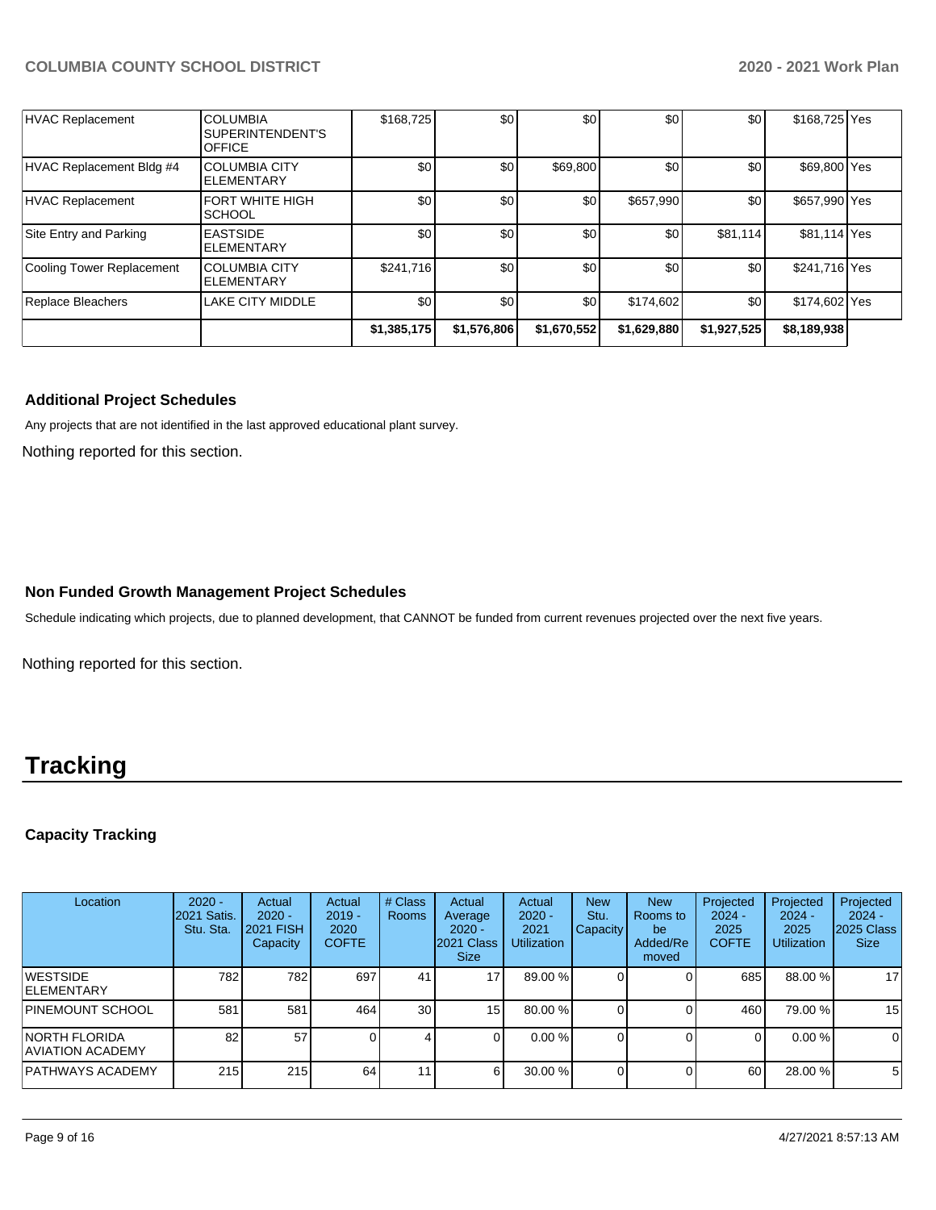| HVAC Replacement | COLUMBIA SUPERINTENDENT'S OFFICE | $168,725 | $0 | $0 | $0 | $0 | $168,725 | Yes |
|---|---|---|---|---|---|---|---|---|
| HVAC Replacement Bldg #4 | COLUMBIA CITY ELEMENTARY | $0 | $0 | $69,800 | $0 | $0 | $69,800 | Yes |
| HVAC Replacement | FORT WHITE HIGH SCHOOL | $0 | $0 | $0 | $657,990 | $0 | $657,990 | Yes |
| Site Entry and Parking | EASTSIDE ELEMENTARY | $0 | $0 | $0 | $0 | $81,114 | $81,114 | Yes |
| Cooling Tower Replacement | COLUMBIA CITY ELEMENTARY | $241,716 | $0 | $0 | $0 | $0 | $241,716 | Yes |
| Replace Bleachers | LAKE CITY MIDDLE | $0 | $0 | $0 | $174,602 | $0 | $174,602 | Yes |
| | | $1,385,175 | $1,576,806 | $1,670,552 | $1,629,880 | $1,927,525 | $8,189,938 | |

**Additional Project Schedules**

Any projects that are not identified in the last approved educational plant survey.

Nothing reported for this section.

**Non Funded Growth Management Project Schedules**

Schedule indicating which projects, due to planned development, that CANNOT be funded from current revenues projected over the next five years.

Nothing reported for this section.

# Tracking

**Capacity Tracking**

| Location | 2020 - 2021 Satis. Stu. Sta. | Actual 2020 - 2021 FISH Capacity | Actual 2019 - 2020 COFTE | # Class Rooms | Actual Average 2020 - 2021 Class Size | Actual 2020 - 2021 Utilization | New Stu. Capacity | New Rooms to be Added/Removed | Projected 2024 - 2025 COFTE | Projected 2024 - 2025 Utilization | Projected 2024 - 2025 Class Size |
|---|---|---|---|---|---|---|---|---|---|---|---|
| WESTSIDE ELEMENTARY | 782 | 782 | 697 | 41 | 17 | 89.00 % | 0 | 0 | 685 | 88.00 % | 17 |
| PINEMOUNT SCHOOL | 581 | 581 | 464 | 30 | 15 | 80.00 % | 0 | 0 | 460 | 79.00 % | 15 |
| NORTH FLORIDA AVIATION ACADEMY | 82 | 57 | 0 | 4 | 0 | 0.00 % | 0 | 0 | 0 | 0.00 % | 0 |
| PATHWAYS ACADEMY | 215 | 215 | 64 | 11 | 6 | 30.00 % | 0 | 0 | 60 | 28.00 % | 5 |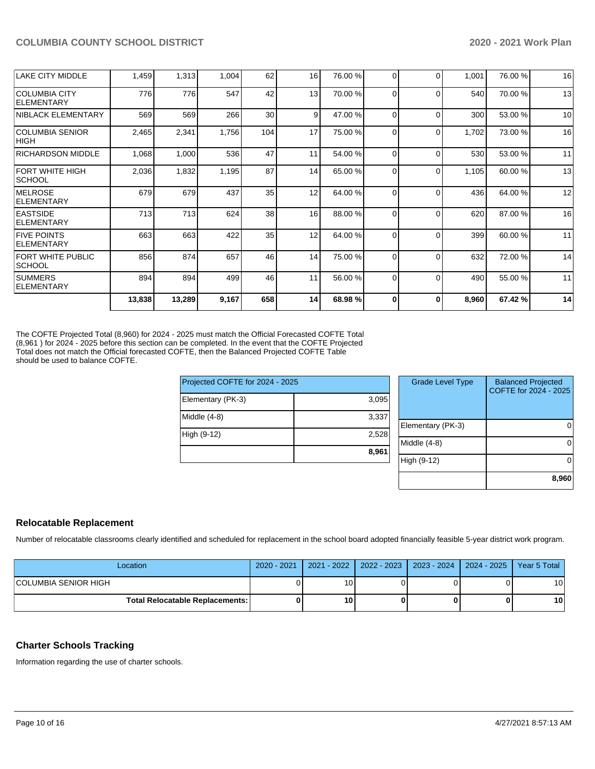| | | | | | | | | | | | |
|---|---|---|---|---|---|---|---|---|---|---|---|
| LAKE CITY MIDDLE | 1,459 | 1,313 | 1,004 | 62 | 16 | 76.00 % | 0 | 0 | 1,001 | 76.00 % | 16 |
| COLUMBIA CITY ELEMENTARY | 776 | 776 | 547 | 42 | 13 | 70.00 % | 0 | 0 | 540 | 70.00 % | 13 |
| NIBLACK ELEMENTARY | 569 | 569 | 266 | 30 | 9 | 47.00 % | 0 | 0 | 300 | 53.00 % | 10 |
| COLUMBIA SENIOR HIGH | 2,465 | 2,341 | 1,756 | 104 | 17 | 75.00 % | 0 | 0 | 1,702 | 73.00 % | 16 |
| RICHARDSON MIDDLE | 1,068 | 1,000 | 536 | 47 | 11 | 54.00 % | 0 | 0 | 530 | 53.00 % | 11 |
| FORT WHITE HIGH SCHOOL | 2,036 | 1,832 | 1,195 | 87 | 14 | 65.00 % | 0 | 0 | 1,105 | 60.00 % | 13 |
| MELROSE ELEMENTARY | 679 | 679 | 437 | 35 | 12 | 64.00 % | 0 | 0 | 436 | 64.00 % | 12 |
| EASTSIDE ELEMENTARY | 713 | 713 | 624 | 38 | 16 | 88.00 % | 0 | 0 | 620 | 87.00 % | 16 |
| FIVE POINTS ELEMENTARY | 663 | 663 | 422 | 35 | 12 | 64.00 % | 0 | 0 | 399 | 60.00 % | 11 |
| FORT WHITE PUBLIC SCHOOL | 856 | 874 | 657 | 46 | 14 | 75.00 % | 0 | 0 | 632 | 72.00 % | 14 |
| SUMMERS ELEMENTARY | 894 | 894 | 499 | 46 | 11 | 56.00 % | 0 | 0 | 490 | 55.00 % | 11 |
| | **13,838** | **13,289** | **9,167** | **658** | **14** | **68.98 %** | **0** | **0** | **8,960** | **67.42 %** | **14** |

The COFTE Projected Total (8,960) for 2024 - 2025 must match the Official Forecasted COFTE Total (8,961 ) for 2024 - 2025 before this section can be completed. In the event that the COFTE Projected Total does not match the Official forecasted COFTE, then the Balanced Projected COFTE Table should be used to balance COFTE.

| Projected COFTE for 2024 - 2025 | |
|---|---|
| Elementary (PK-3) | 3,095 |
| Middle (4-8) | 3,337 |
| High (9-12) | 2,528 |
| | **8,961** |

| Grade Level Type | Balanced Projected COFTE for 2024 - 2025 |
|---|---|
| Elementary (PK-3) | 0 |
| Middle (4-8) | 0 |
| High (9-12) | 0 |
| | **8,960** |

## Relocatable Replacement

Number of relocatable classrooms clearly identified and scheduled for replacement in the school board adopted financially feasible 5-year district work program.

| Location | 2020 - 2021 | 2021 - 2022 | 2022 - 2023 | 2023 - 2024 | 2024 - 2025 | Year 5 Total |
|---|---|---|---|---|---|---|
| COLUMBIA SENIOR HIGH | 0 | 10 | 0 | 0 | 0 | 10 |
| **Total Relocatable Replacements:** | **0** | **10** | **0** | **0** | **0** | **10** |

## Charter Schools Tracking

Information regarding the use of charter schools.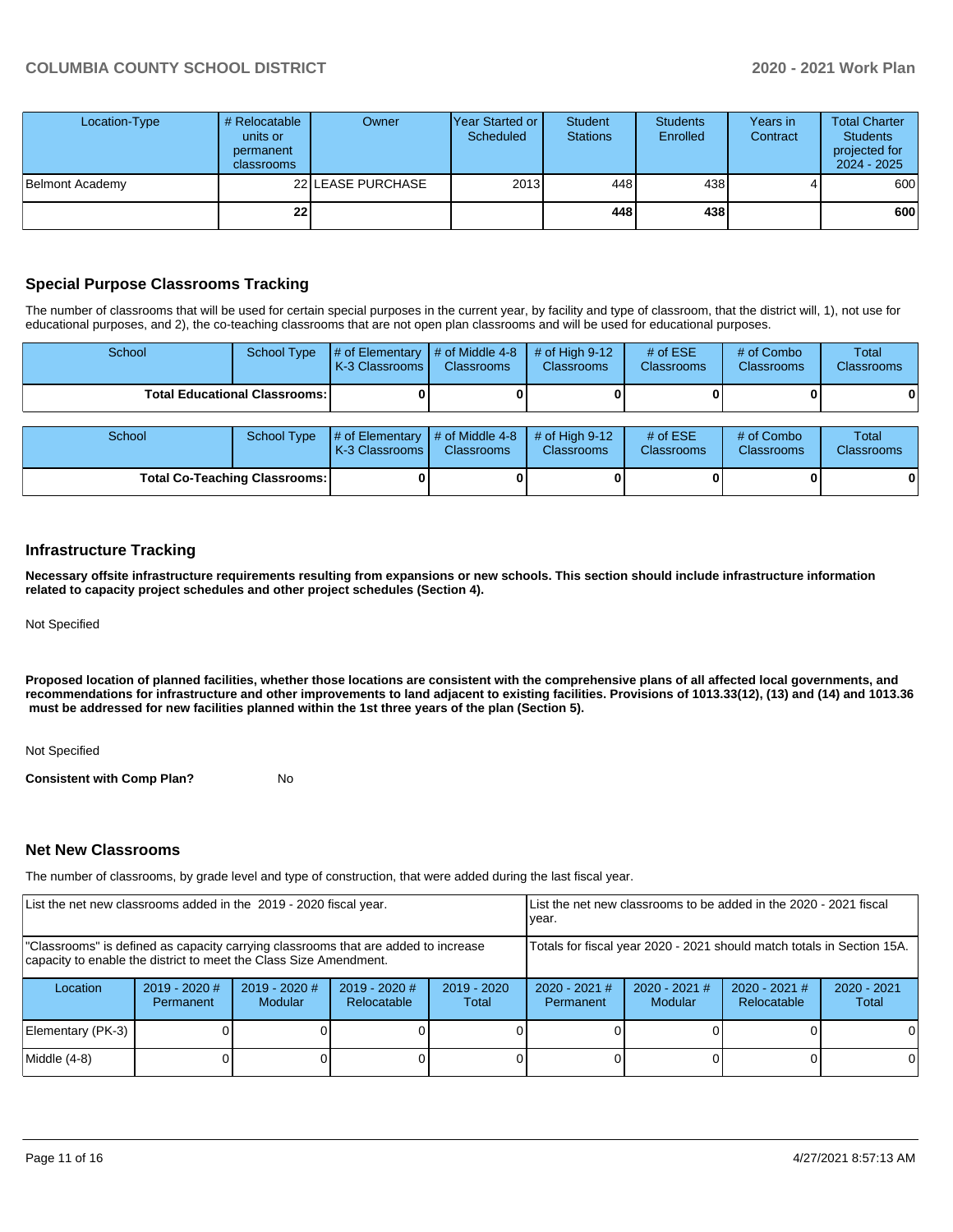| Location-Type | # Relocatable units or permanent classrooms | Owner | Year Started or Scheduled | Student Stations | Students Enrolled | Years in Contract | Total Charter Students projected for 2024 - 2025 |
|---|---|---|---|---|---|---|---|
| Belmont Academy | 22 | LEASE PURCHASE | 2013 | 448 | 438 | 4 | 600 |
| | **22** | | | **448** | **438** | | **600** |

## Special Purpose Classrooms Tracking

The number of classrooms that will be used for certain special purposes in the current year, by facility and type of classroom, that the district will, 1), not use for educational purposes, and 2), the co-teaching classrooms that are not open plan classrooms and will be used for educational purposes.

| School | School Type | # of Elementary K-3 Classrooms | # of Middle 4-8 Classrooms | # of High 9-12 Classrooms | # of ESE Classrooms | # of Combo Classrooms | Total Classrooms |
|---|---|---|---|---|---|---|---|
| **Total Educational Classrooms:** | | **0** | **0** | **0** | **0** | **0** | **0** |

| School | School Type | # of Elementary K-3 Classrooms | # of Middle 4-8 Classrooms | # of High 9-12 Classrooms | # of ESE Classrooms | # of Combo Classrooms | Total Classrooms |
|---|---|---|---|---|---|---|---|
| **Total Co-Teaching Classrooms:** | | **0** | **0** | **0** | **0** | **0** | **0** |

## Infrastructure Tracking

**Necessary offsite infrastructure requirements resulting from expansions or new schools. This section should include infrastructure information related to capacity project schedules and other project schedules (Section 4).**

Not Specified

**Proposed location of planned facilities, whether those locations are consistent with the comprehensive plans of all affected local governments, and recommendations for infrastructure and other improvements to land adjacent to existing facilities. Provisions of 1013.33(12), (13) and (14) and 1013.36 must be addressed for new facilities planned within the 1st three years of the plan (Section 5).**

Not Specified

**Consistent with Comp Plan?** No

## Net New Classrooms

The number of classrooms, by grade level and type of construction, that were added during the last fiscal year.

| List the net new classrooms added in the 2019 - 2020 fiscal year. | | | | | List the net new classrooms to be added in the 2020 - 2021 fiscal year. | | | |
|---|---|---|---|---|---|---|---|---|
| "Classrooms" is defined as capacity carrying classrooms that are added to increase capacity to enable the district to meet the Class Size Amendment. | | | | | Totals for fiscal year 2020 - 2021 should match totals in Section 15A. | | | |
| Location | 2019 - 2020 # Permanent | 2019 - 2020 # Modular | 2019 - 2020 # Relocatable | 2019 - 2020 Total | 2020 - 2021 # Permanent | 2020 - 2021 # Modular | 2020 - 2021 # Relocatable | 2020 - 2021 Total |
| Elementary (PK-3) | 0 | 0 | 0 | 0 | 0 | 0 | 0 | 0 |
| Middle (4-8) | 0 | 0 | 0 | 0 | 0 | 0 | 0 | 0 |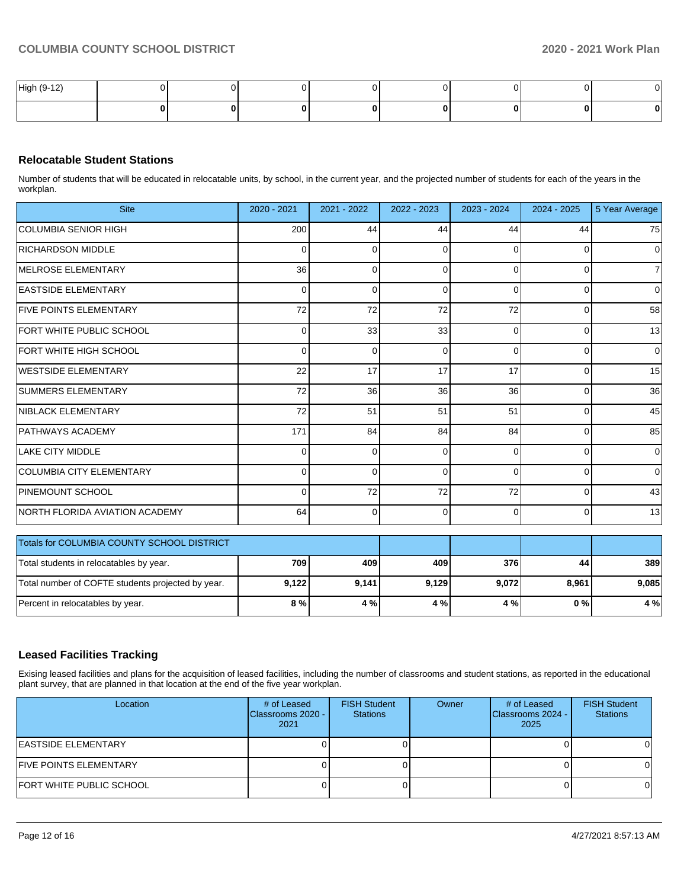| | | | | | | | | |
|---|---|---|---|---|---|---|---|---|
| High (9-12) | 0 | 0 | 0 | 0 | 0 | 0 | 0 | 0 |
| | **0** | **0** | **0** | **0** | **0** | **0** | **0** | **0** |

## Relocatable Student Stations

Number of students that will be educated in relocatable units, by school, in the current year, and the projected number of students for each of the years in the workplan.

| Site | 2020 - 2021 | 2021 - 2022 | 2022 - 2023 | 2023 - 2024 | 2024 - 2025 | 5 Year Average |
|---|---|---|---|---|---|---|
| COLUMBIA SENIOR HIGH | 200 | 44 | 44 | 44 | 44 | 75 |
| RICHARDSON MIDDLE | 0 | 0 | 0 | 0 | 0 | 0 |
| MELROSE ELEMENTARY | 36 | 0 | 0 | 0 | 0 | 7 |
| EASTSIDE ELEMENTARY | 0 | 0 | 0 | 0 | 0 | 0 |
| FIVE POINTS ELEMENTARY | 72 | 72 | 72 | 72 | 0 | 58 |
| FORT WHITE PUBLIC SCHOOL | 0 | 33 | 33 | 0 | 0 | 13 |
| FORT WHITE HIGH SCHOOL | 0 | 0 | 0 | 0 | 0 | 0 |
| WESTSIDE ELEMENTARY | 22 | 17 | 17 | 17 | 0 | 15 |
| SUMMERS ELEMENTARY | 72 | 36 | 36 | 36 | 0 | 36 |
| NIBLACK ELEMENTARY | 72 | 51 | 51 | 51 | 0 | 45 |
| PATHWAYS ACADEMY | 171 | 84 | 84 | 84 | 0 | 85 |
| LAKE CITY MIDDLE | 0 | 0 | 0 | 0 | 0 | 0 |
| COLUMBIA CITY ELEMENTARY | 0 | 0 | 0 | 0 | 0 | 0 |
| PINEMOUNT SCHOOL | 0 | 72 | 72 | 72 | 0 | 43 |
| NORTH FLORIDA AVIATION ACADEMY | 64 | 0 | 0 | 0 | 0 | 13 |

| Totals for COLUMBIA COUNTY SCHOOL DISTRICT | | | | | | |
|---|---|---|---|---|---|---|
| Total students in relocatables by year. | **709** | **409** | **409** | **376** | **44** | **389** |
| Total number of COFTE students projected by year. | **9,122** | **9,141** | **9,129** | **9,072** | **8,961** | **9,085** |
| Percent in relocatables by year. | **8 %** | **4 %** | **4 %** | **4 %** | **0 %** | **4 %** |

## Leased Facilities Tracking

Exising leased facilities and plans for the acquisition of leased facilities, including the number of classrooms and student stations, as reported in the educational plant survey, that are planned in that location at the end of the five year workplan.

| Location | # of Leased Classrooms 2020 - 2021 | FISH Student Stations | Owner | # of Leased Classrooms 2024 - 2025 | FISH Student Stations |
|---|---|---|---|---|---|
| EASTSIDE ELEMENTARY | 0 | 0 | | 0 | 0 |
| FIVE POINTS ELEMENTARY | 0 | 0 | | 0 | 0 |
| FORT WHITE PUBLIC SCHOOL | 0 | 0 | | 0 | 0 |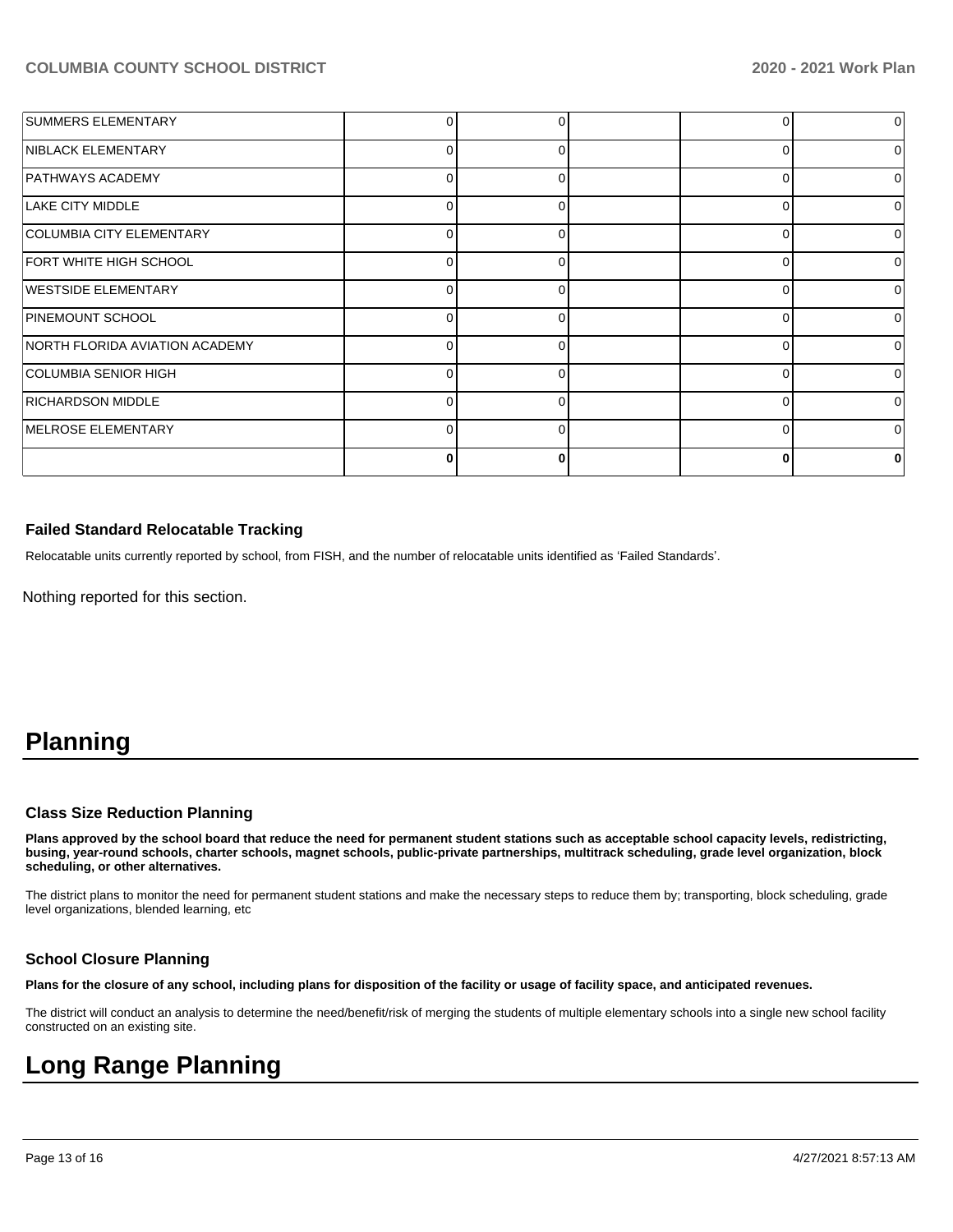| | | | | | |
|---|---|---|---|---|---|
| SUMMERS ELEMENTARY | 0 | 0 | | 0 | 0 |
| NIBLACK ELEMENTARY | 0 | 0 | | 0 | 0 |
| PATHWAYS ACADEMY | 0 | 0 | | 0 | 0 |
| LAKE CITY MIDDLE | 0 | 0 | | 0 | 0 |
| COLUMBIA CITY ELEMENTARY | 0 | 0 | | 0 | 0 |
| FORT WHITE HIGH SCHOOL | 0 | 0 | | 0 | 0 |
| WESTSIDE ELEMENTARY | 0 | 0 | | 0 | 0 |
| PINEMOUNT SCHOOL | 0 | 0 | | 0 | 0 |
| NORTH FLORIDA AVIATION ACADEMY | 0 | 0 | | 0 | 0 |
| COLUMBIA SENIOR HIGH | 0 | 0 | | 0 | 0 |
| RICHARDSON MIDDLE | 0 | 0 | | 0 | 0 |
| MELROSE ELEMENTARY | 0 | 0 | | 0 | 0 |
| | **0** | **0** | | **0** | **0** |

### Failed Standard Relocatable Tracking

Relocatable units currently reported by school, from FISH, and the number of relocatable units identified as 'Failed Standards'.

Nothing reported for this section.

# Planning

### Class Size Reduction Planning

**Plans approved by the school board that reduce the need for permanent student stations such as acceptable school capacity levels, redistricting, busing, year-round schools, charter schools, magnet schools, public-private partnerships, multitrack scheduling, grade level organization, block scheduling, or other alternatives.**

The district plans to monitor the need for permanent student stations and make the necessary steps to reduce them by; transporting, block scheduling, grade level organizations, blended learning, etc

### School Closure Planning

**Plans for the closure of any school, including plans for disposition of the facility or usage of facility space, and anticipated revenues.**

The district will conduct an analysis to determine the need/benefit/risk of merging the students of multiple elementary schools into a single new school facility constructed on an existing site.

# Long Range Planning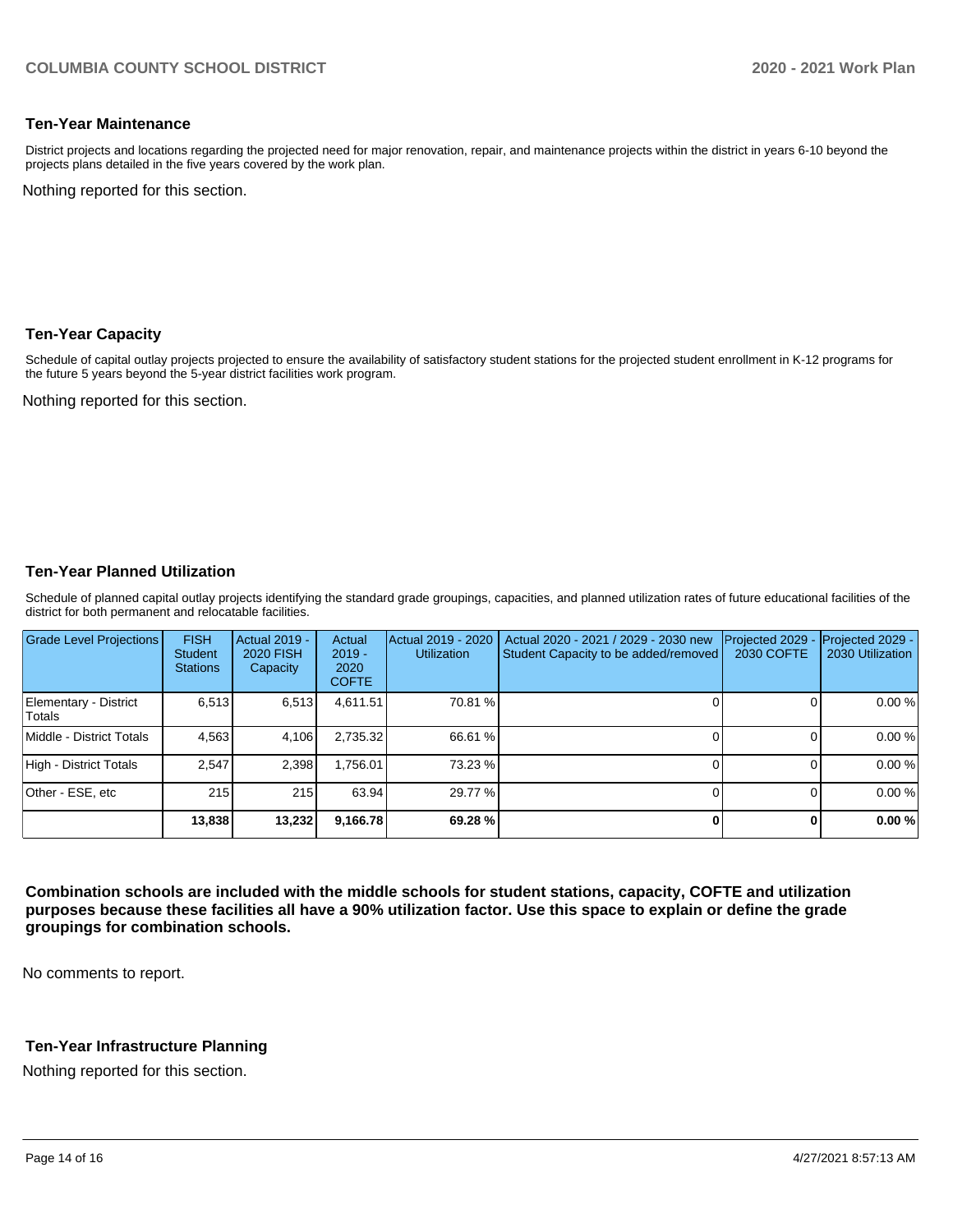## Ten-Year Maintenance

District projects and locations regarding the projected need for major renovation, repair, and maintenance projects within the district in years 6-10 beyond the projects plans detailed in the five years covered by the work plan.

Nothing reported for this section.

## Ten-Year Capacity

Schedule of capital outlay projects projected to ensure the availability of satisfactory student stations for the projected student enrollment in K-12 programs for the future 5 years beyond the 5-year district facilities work program.

Nothing reported for this section.

## Ten-Year Planned Utilization

Schedule of planned capital outlay projects identifying the standard grade groupings, capacities, and planned utilization rates of future educational facilities of the district for both permanent and relocatable facilities.

| Grade Level Projections | FISH Student Stations | Actual 2019 - 2020 FISH Capacity | Actual 2019 - 2020 COFTE | Actual 2019 - 2020 Utilization | Actual 2020 - 2021 / 2029 - 2030 new Student Capacity to be added/removed | Projected 2029 - 2030 COFTE | Projected 2029 - 2030 Utilization |
|---|---|---|---|---|---|---|---|
| Elementary - District Totals | 6,513 | 6,513 | 4,611.51 | 70.81 % | 0 | 0 | 0.00 % |
| Middle - District Totals | 4,563 | 4,106 | 2,735.32 | 66.61 % | 0 | 0 | 0.00 % |
| High - District Totals | 2,547 | 2,398 | 1,756.01 | 73.23 % | 0 | 0 | 0.00 % |
| Other - ESE, etc | 215 | 215 | 63.94 | 29.77 % | 0 | 0 | 0.00 % |
| | **13,838** | **13,232** | **9,166.78** | **69.28 %** | **0** | **0** | **0.00 %** |

**Combination schools are included with the middle schools for student stations, capacity, COFTE and utilization purposes because these facilities all have a 90% utilization factor. Use this space to explain or define the grade groupings for combination schools.**

No comments to report.

## Ten-Year Infrastructure Planning

Nothing reported for this section.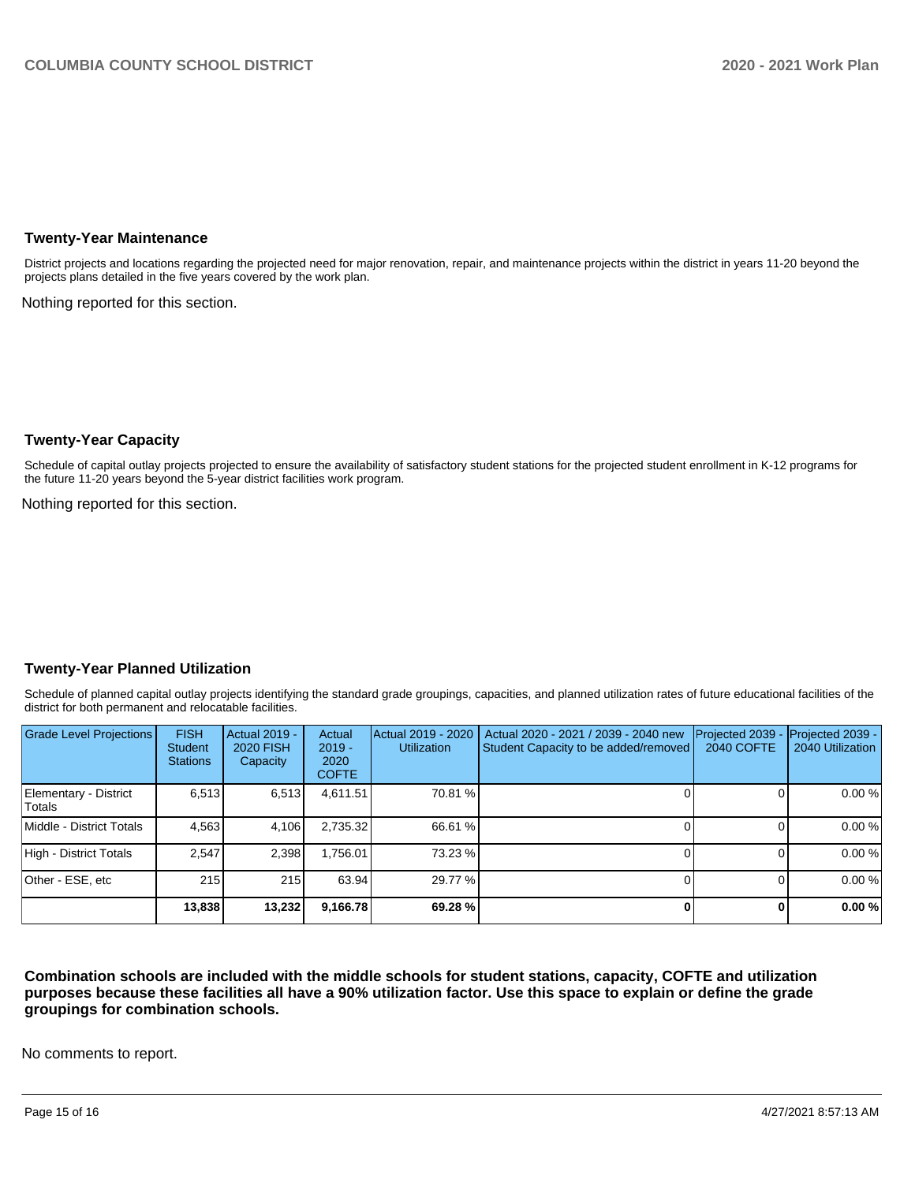## Twenty-Year Maintenance

District projects and locations regarding the projected need for major renovation, repair, and maintenance projects within the district in years 11-20 beyond the projects plans detailed in the five years covered by the work plan.

Nothing reported for this section.

## Twenty-Year Capacity

Schedule of capital outlay projects projected to ensure the availability of satisfactory student stations for the projected student enrollment in K-12 programs for the future 11-20 years beyond the 5-year district facilities work program.

Nothing reported for this section.

## Twenty-Year Planned Utilization

Schedule of planned capital outlay projects identifying the standard grade groupings, capacities, and planned utilization rates of future educational facilities of the district for both permanent and relocatable facilities.

| Grade Level Projections | FISH Student Stations | Actual 2019 - 2020 FISH Capacity | Actual 2019 - 2020 COFTE | Actual 2019 - 2020 Utilization | Actual 2020 - 2021 / 2039 - 2040 new Student Capacity to be added/removed | Projected 2039 - 2040 COFTE | Projected 2039 - 2040 Utilization |
|---|---|---|---|---|---|---|---|
| Elementary - District Totals | 6,513 | 6,513 | 4,611.51 | 70.81 % | 0 | 0 | 0.00 % |
| Middle - District Totals | 4,563 | 4,106 | 2,735.32 | 66.61 % | 0 | 0 | 0.00 % |
| High - District Totals | 2,547 | 2,398 | 1,756.01 | 73.23 % | 0 | 0 | 0.00 % |
| Other - ESE, etc | 215 | 215 | 63.94 | 29.77 % | 0 | 0 | 0.00 % |
| | **13,838** | **13,232** | **9,166.78** | **69.28 %** | **0** | **0** | **0.00 %** |

**Combination schools are included with the middle schools for student stations, capacity, COFTE and utilization purposes because these facilities all have a 90% utilization factor. Use this space to explain or define the grade groupings for combination schools.**

No comments to report.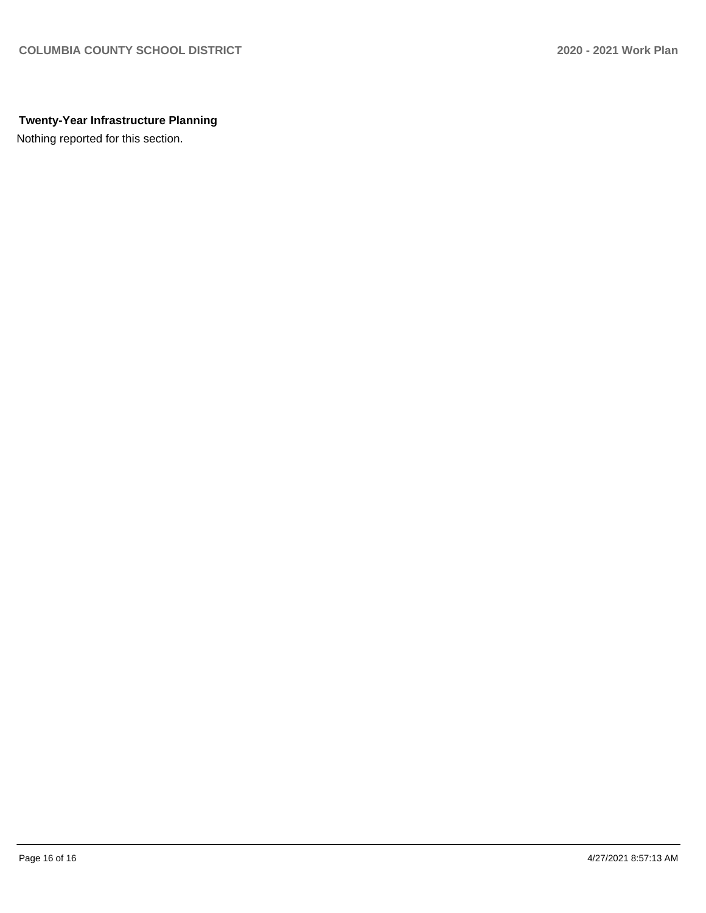**Twenty-Year Infrastructure Planning**

Nothing reported for this section.